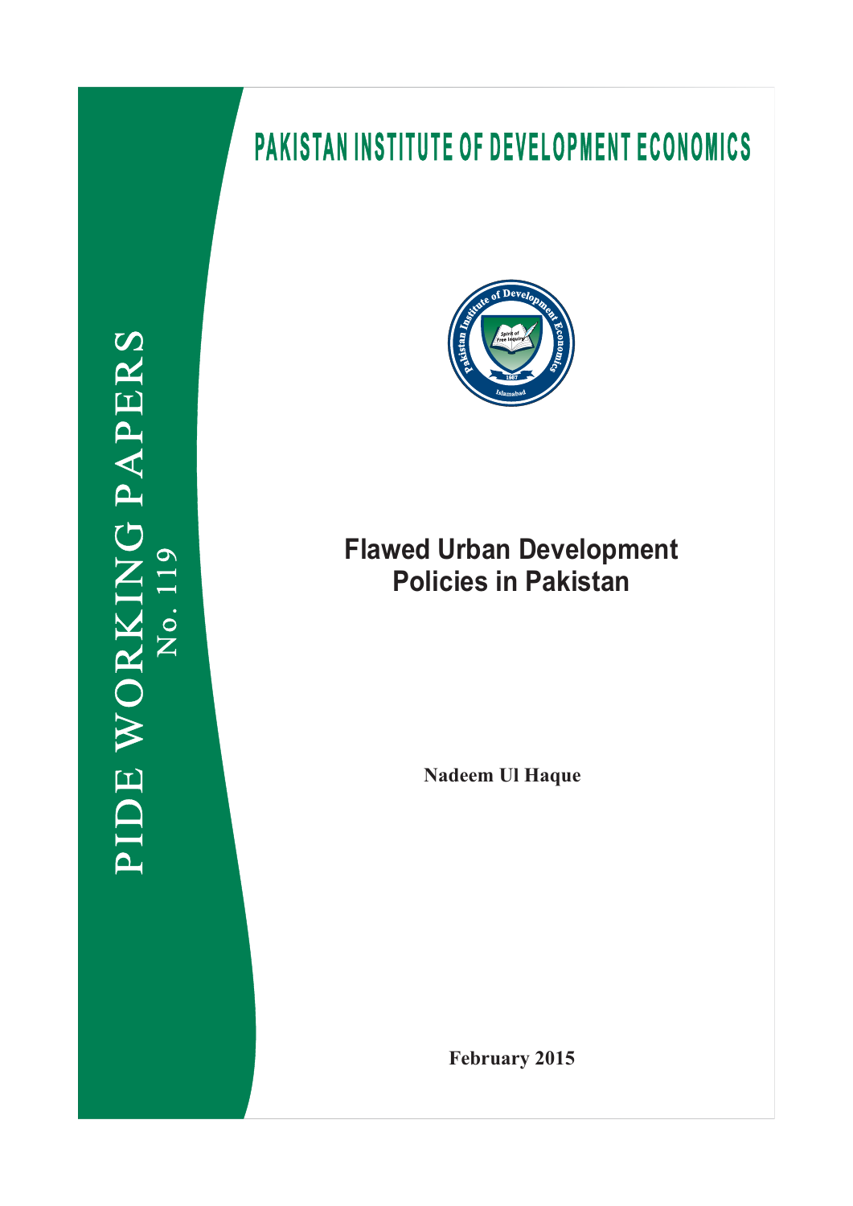PIDE WORKING PAPERS
No. 119

# PAKISTAN INSTITUTE OF DEVELOPMENT ECONOMICS

# Flawed Urban Development Policies in Pakistan

**Nadeem Ul Haque**

**February 2015**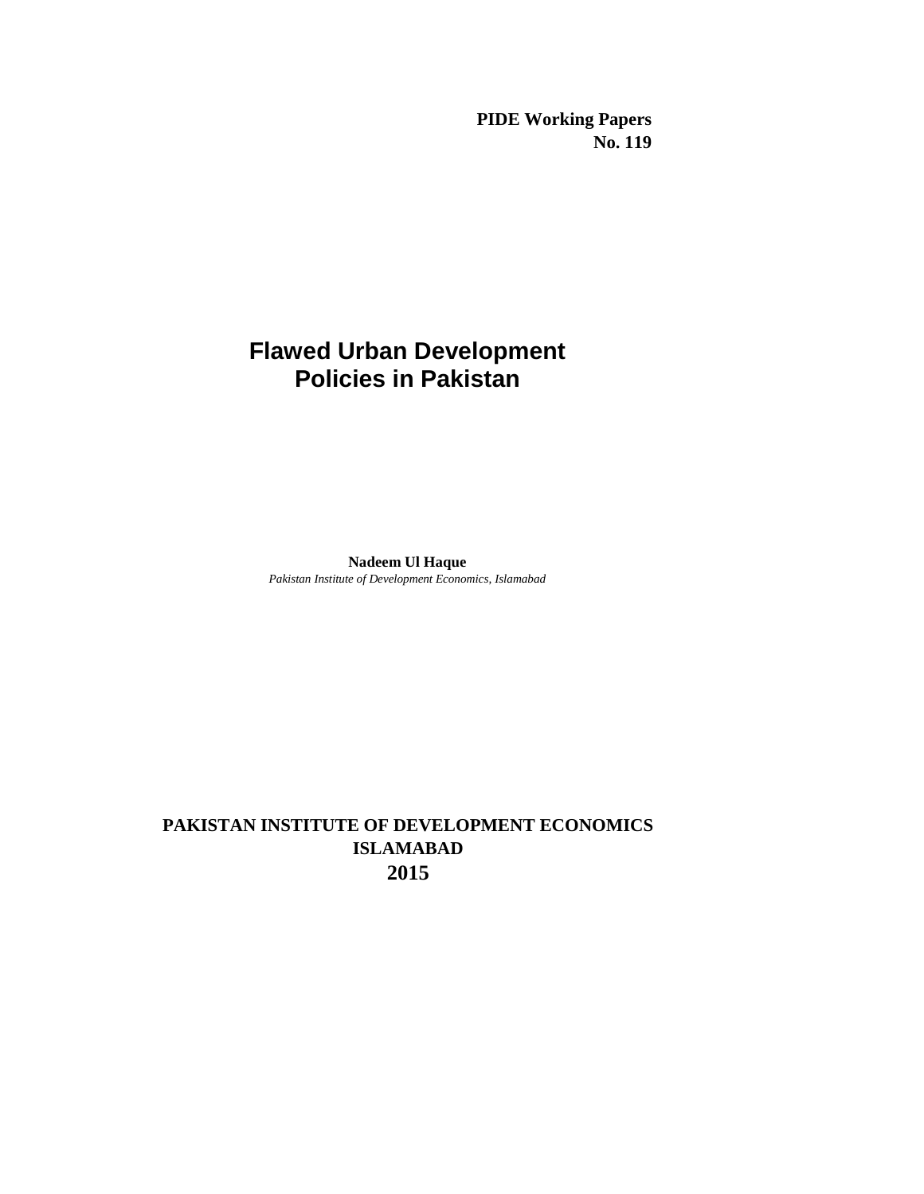**PIDE Working Papers**
**No. 119**

# Flawed Urban Development Policies in Pakistan

**Nadeem Ul Haque**
*Pakistan Institute of Development Economics, Islamabad*

**PAKISTAN INSTITUTE OF DEVELOPMENT ECONOMICS**
**ISLAMABAD**
**2015**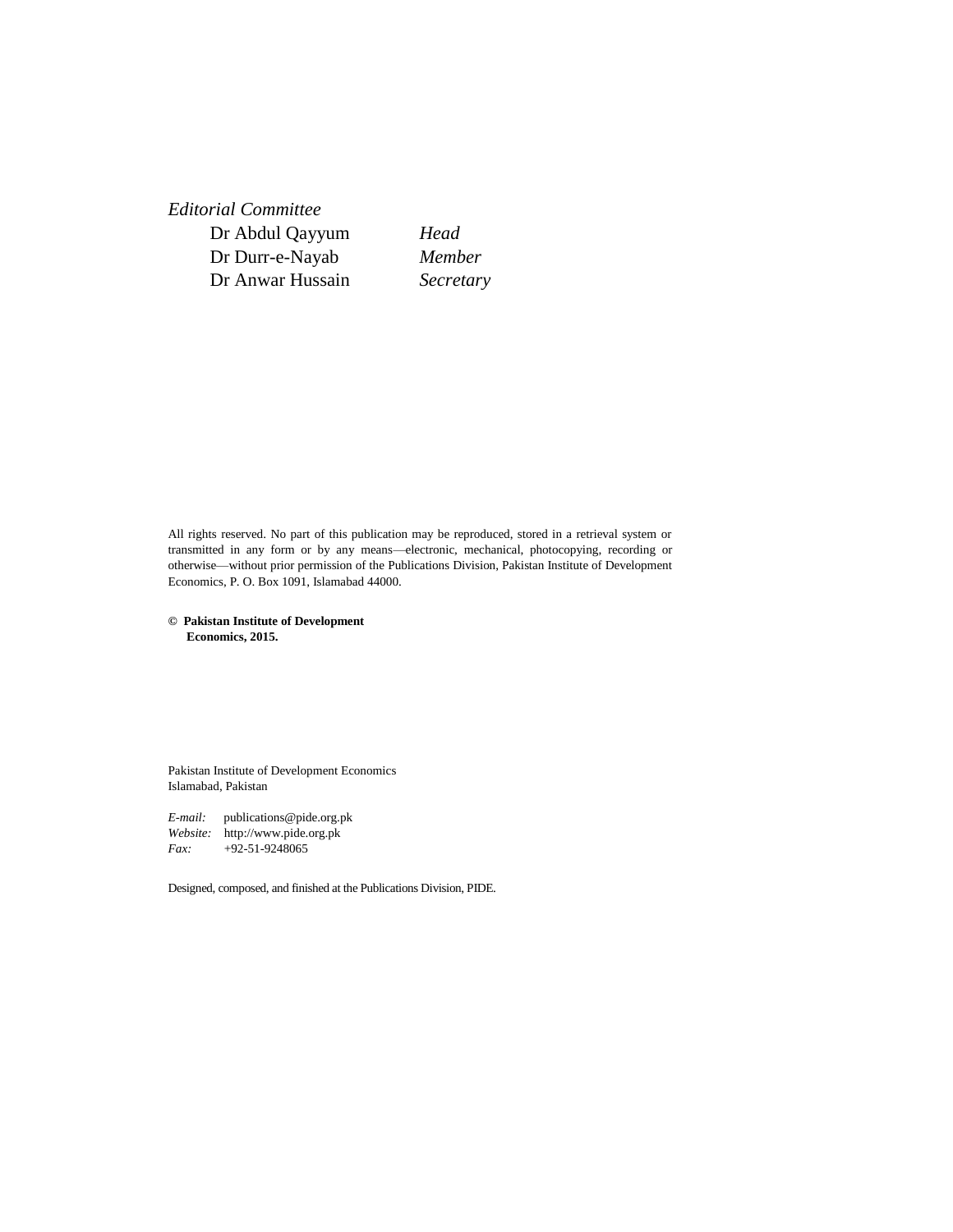*Editorial Committee*

| | |
|---|---|
| Dr Abdul Qayyum | *Head* |
| Dr Durr-e-Nayab | *Member* |
| Dr Anwar Hussain | *Secretary* |

All rights reserved. No part of this publication may be reproduced, stored in a retrieval system or transmitted in any form or by any means—electronic, mechanical, photocopying, recording or otherwise—without prior permission of the Publications Division, Pakistan Institute of Development Economics, P. O. Box 1091, Islamabad 44000.

**© Pakistan Institute of Development Economics, 2015.**

Pakistan Institute of Development Economics
Islamabad, Pakistan

*E-mail:* publications@pide.org.pk
*Website:* http://www.pide.org.pk
*Fax:* +92-51-9248065

Designed, composed, and finished at the Publications Division, PIDE.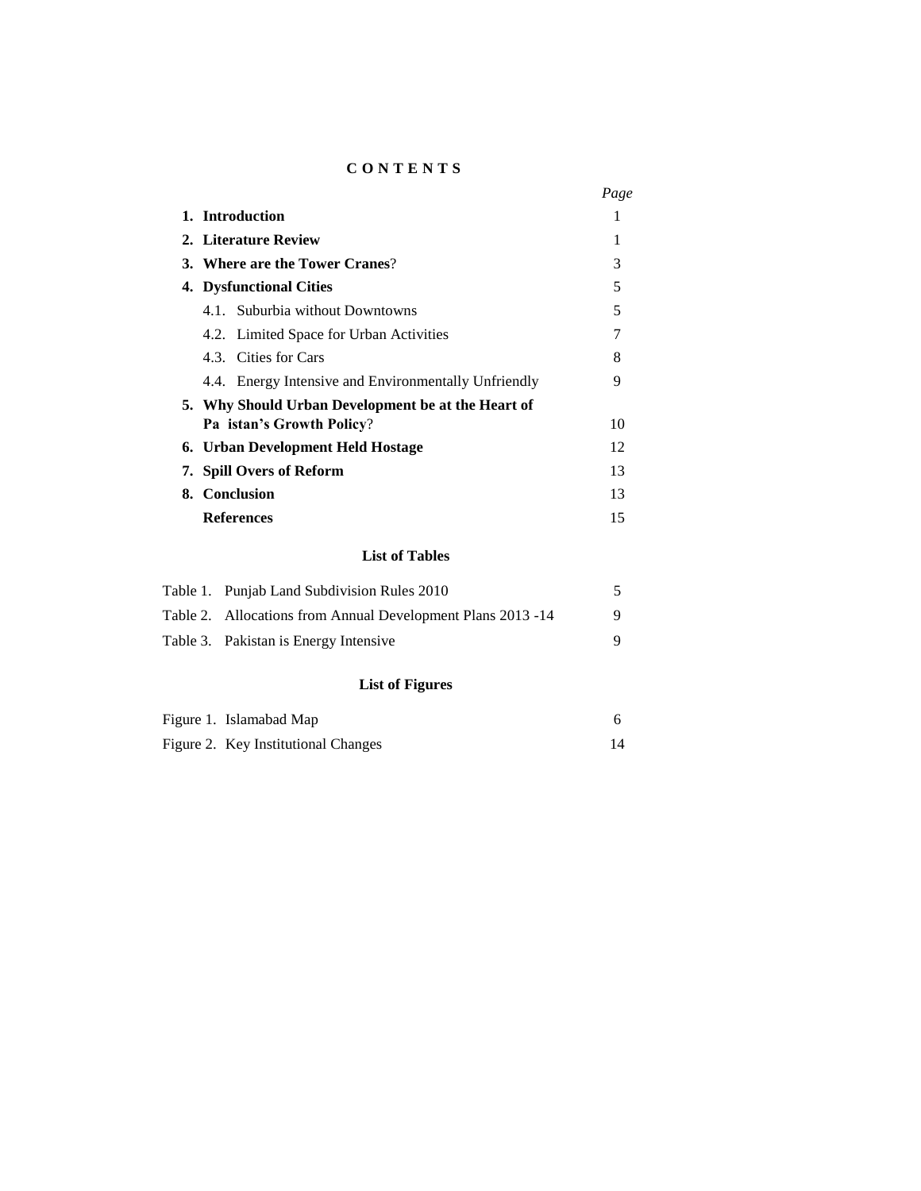**C O N T E N T S**

| | *Page* |
|---|---|
| **1. Introduction** | 1 |
| **2. Literature Review** | 1 |
| **3. Where are the Tower Cranes**? | 3 |
| **4. Dysfunctional Cities** | 5 |
| 4.1. Suburbia without Downtowns | 5 |
| 4.2. Limited Space for Urban Activities | 7 |
| 4.3. Cities for Cars | 8 |
| 4.4. Energy Intensive and Environmentally Unfriendly | 9 |
| **5. Why Should Urban Development be at the Heart of Pa istan's Growth Policy**? | 10 |
| **6. Urban Development Held Hostage** | 12 |
| **7. Spill Overs of Reform** | 13 |
| **8. Conclusion** | 13 |
| **References** | 15 |

**List of Tables**

| | |
|---|---|
| Table 1. Punjab Land Subdivision Rules 2010 | 5 |
| Table 2. Allocations from Annual Development Plans 2013 -14 | 9 |
| Table 3. Pakistan is Energy Intensive | 9 |

**List of Figures**

| | |
|---|---|
| Figure 1. Islamabad Map | 6 |
| Figure 2. Key Institutional Changes | 14 |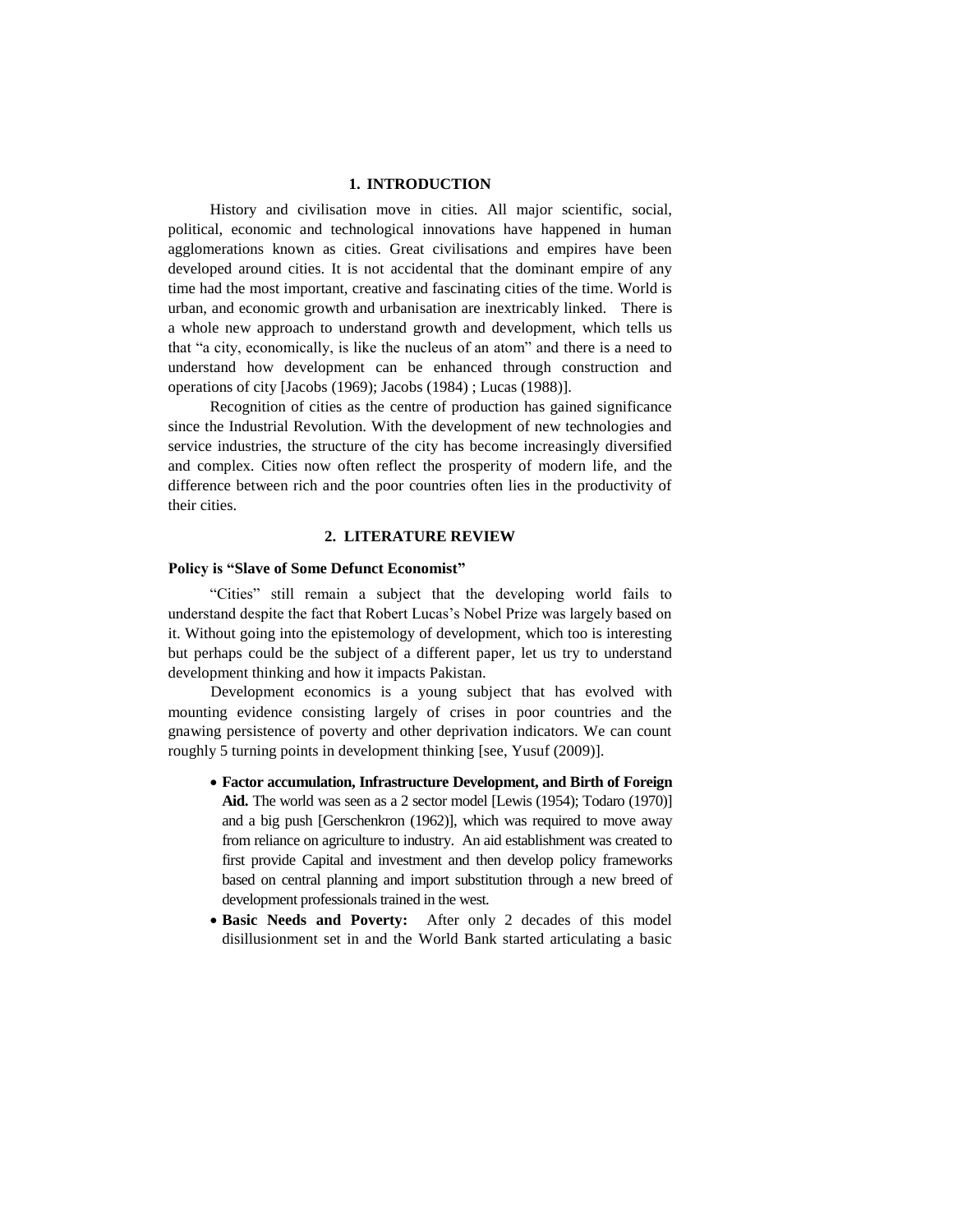## 1. INTRODUCTION

History and civilisation move in cities. All major scientific, social, political, economic and technological innovations have happened in human agglomerations known as cities. Great civilisations and empires have been developed around cities. It is not accidental that the dominant empire of any time had the most important, creative and fascinating cities of the time. World is urban, and economic growth and urbanisation are inextricably linked. There is a whole new approach to understand growth and development, which tells us that "a city, economically, is like the nucleus of an atom" and there is a need to understand how development can be enhanced through construction and operations of city [Jacobs (1969); Jacobs (1984) ; Lucas (1988)].

Recognition of cities as the centre of production has gained significance since the Industrial Revolution. With the development of new technologies and service industries, the structure of the city has become increasingly diversified and complex. Cities now often reflect the prosperity of modern life, and the difference between rich and the poor countries often lies in the productivity of their cities.

## 2. LITERATURE REVIEW

### Policy is "Slave of Some Defunct Economist"

"Cities" still remain a subject that the developing world fails to understand despite the fact that Robert Lucas's Nobel Prize was largely based on it. Without going into the epistemology of development, which too is interesting but perhaps could be the subject of a different paper, let us try to understand development thinking and how it impacts Pakistan.

Development economics is a young subject that has evolved with mounting evidence consisting largely of crises in poor countries and the gnawing persistence of poverty and other deprivation indicators. We can count roughly 5 turning points in development thinking [see, Yusuf (2009)].

- **Factor accumulation, Infrastructure Development, and Birth of Foreign Aid.** The world was seen as a 2 sector model [Lewis (1954); Todaro (1970)] and a big push [Gerschenkron (1962)], which was required to move away from reliance on agriculture to industry. An aid establishment was created to first provide Capital and investment and then develop policy frameworks based on central planning and import substitution through a new breed of development professionals trained in the west.
- **Basic Needs and Poverty:** After only 2 decades of this model disillusionment set in and the World Bank started articulating a basic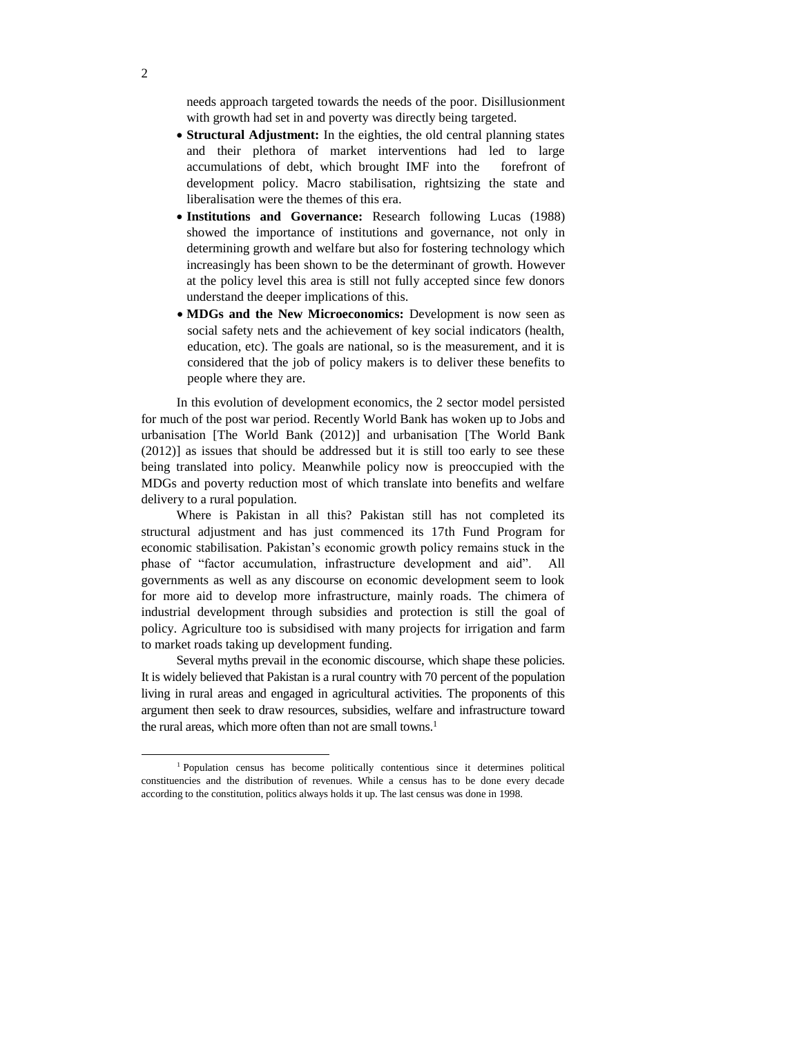needs approach targeted towards the needs of the poor. Disillusionment with growth had set in and poverty was directly being targeted.

- **Structural Adjustment:** In the eighties, the old central planning states and their plethora of market interventions had led to large accumulations of debt, which brought IMF into the forefront of development policy. Macro stabilisation, rightsizing the state and liberalisation were the themes of this era.
- **Institutions and Governance:** Research following Lucas (1988) showed the importance of institutions and governance, not only in determining growth and welfare but also for fostering technology which increasingly has been shown to be the determinant of growth. However at the policy level this area is still not fully accepted since few donors understand the deeper implications of this.
- **MDGs and the New Microeconomics:** Development is now seen as social safety nets and the achievement of key social indicators (health, education, etc). The goals are national, so is the measurement, and it is considered that the job of policy makers is to deliver these benefits to people where they are.

In this evolution of development economics, the 2 sector model persisted for much of the post war period. Recently World Bank has woken up to Jobs and urbanisation [The World Bank (2012)] and urbanisation [The World Bank (2012)] as issues that should be addressed but it is still too early to see these being translated into policy. Meanwhile policy now is preoccupied with the MDGs and poverty reduction most of which translate into benefits and welfare delivery to a rural population.

Where is Pakistan in all this? Pakistan still has not completed its structural adjustment and has just commenced its 17th Fund Program for economic stabilisation. Pakistan's economic growth policy remains stuck in the phase of "factor accumulation, infrastructure development and aid". All governments as well as any discourse on economic development seem to look for more aid to develop more infrastructure, mainly roads. The chimera of industrial development through subsidies and protection is still the goal of policy. Agriculture too is subsidised with many projects for irrigation and farm to market roads taking up development funding.

Several myths prevail in the economic discourse, which shape these policies. It is widely believed that Pakistan is a rural country with 70 percent of the population living in rural areas and engaged in agricultural activities. The proponents of this argument then seek to draw resources, subsidies, welfare and infrastructure toward the rural areas, which more often than not are small towns.[1]

[1] Population census has become politically contentious since it determines political constituencies and the distribution of revenues. While a census has to be done every decade according to the constitution, politics always holds it up. The last census was done in 1998.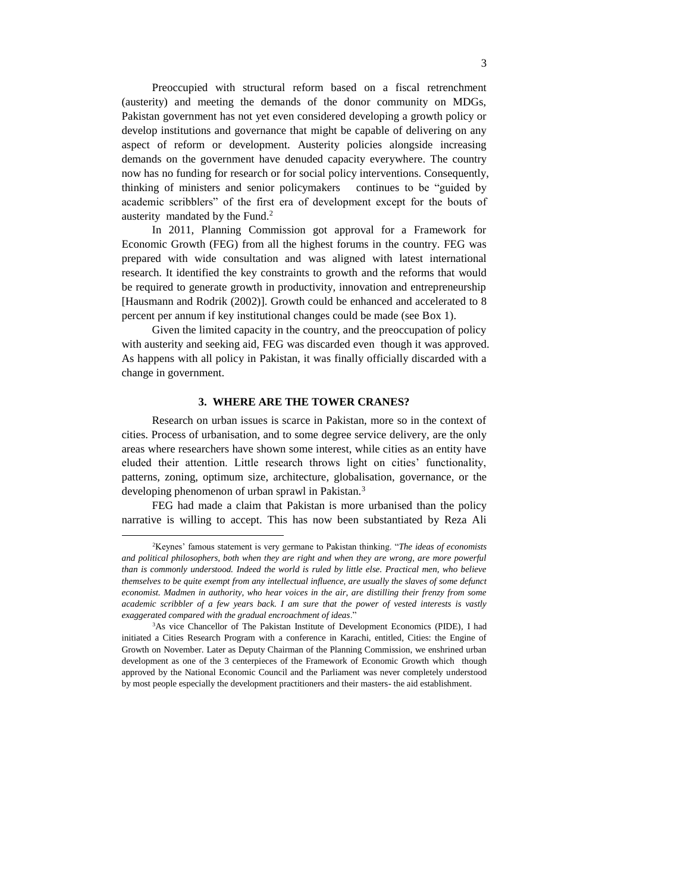Preoccupied with structural reform based on a fiscal retrenchment (austerity) and meeting the demands of the donor community on MDGs, Pakistan government has not yet even considered developing a growth policy or develop institutions and governance that might be capable of delivering on any aspect of reform or development. Austerity policies alongside increasing demands on the government have denuded capacity everywhere. The country now has no funding for research or for social policy interventions. Consequently, thinking of ministers and senior policymakers continues to be "guided by academic scribblers" of the first era of development except for the bouts of austerity mandated by the Fund.[2]

In 2011, Planning Commission got approval for a Framework for Economic Growth (FEG) from all the highest forums in the country. FEG was prepared with wide consultation and was aligned with latest international research. It identified the key constraints to growth and the reforms that would be required to generate growth in productivity, innovation and entrepreneurship [Hausmann and Rodrik (2002)]. Growth could be enhanced and accelerated to 8 percent per annum if key institutional changes could be made (see Box 1).

Given the limited capacity in the country, and the preoccupation of policy with austerity and seeking aid, FEG was discarded even though it was approved. As happens with all policy in Pakistan, it was finally officially discarded with a change in government.

## 3. WHERE ARE THE TOWER CRANES?

Research on urban issues is scarce in Pakistan, more so in the context of cities. Process of urbanisation, and to some degree service delivery, are the only areas where researchers have shown some interest, while cities as an entity have eluded their attention. Little research throws light on cities' functionality, patterns, zoning, optimum size, architecture, globalisation, governance, or the developing phenomenon of urban sprawl in Pakistan.[3]

FEG had made a claim that Pakistan is more urbanised than the policy narrative is willing to accept. This has now been substantiated by Reza Ali

---

[2]Keynes' famous statement is very germane to Pakistan thinking. "*The ideas of economists and political philosophers, both when they are right and when they are wrong, are more powerful than is commonly understood. Indeed the world is ruled by little else. Practical men, who believe themselves to be quite exempt from any intellectual influence, are usually the slaves of some defunct economist. Madmen in authority, who hear voices in the air, are distilling their frenzy from some academic scribbler of a few years back. I am sure that the power of vested interests is vastly exaggerated compared with the gradual encroachment of ideas*."

[3]As vice Chancellor of The Pakistan Institute of Development Economics (PIDE), I had initiated a Cities Research Program with a conference in Karachi, entitled, Cities: the Engine of Growth on November. Later as Deputy Chairman of the Planning Commission, we enshrined urban development as one of the 3 centerpieces of the Framework of Economic Growth which though approved by the National Economic Council and the Parliament was never completely understood by most people especially the development practitioners and their masters- the aid establishment.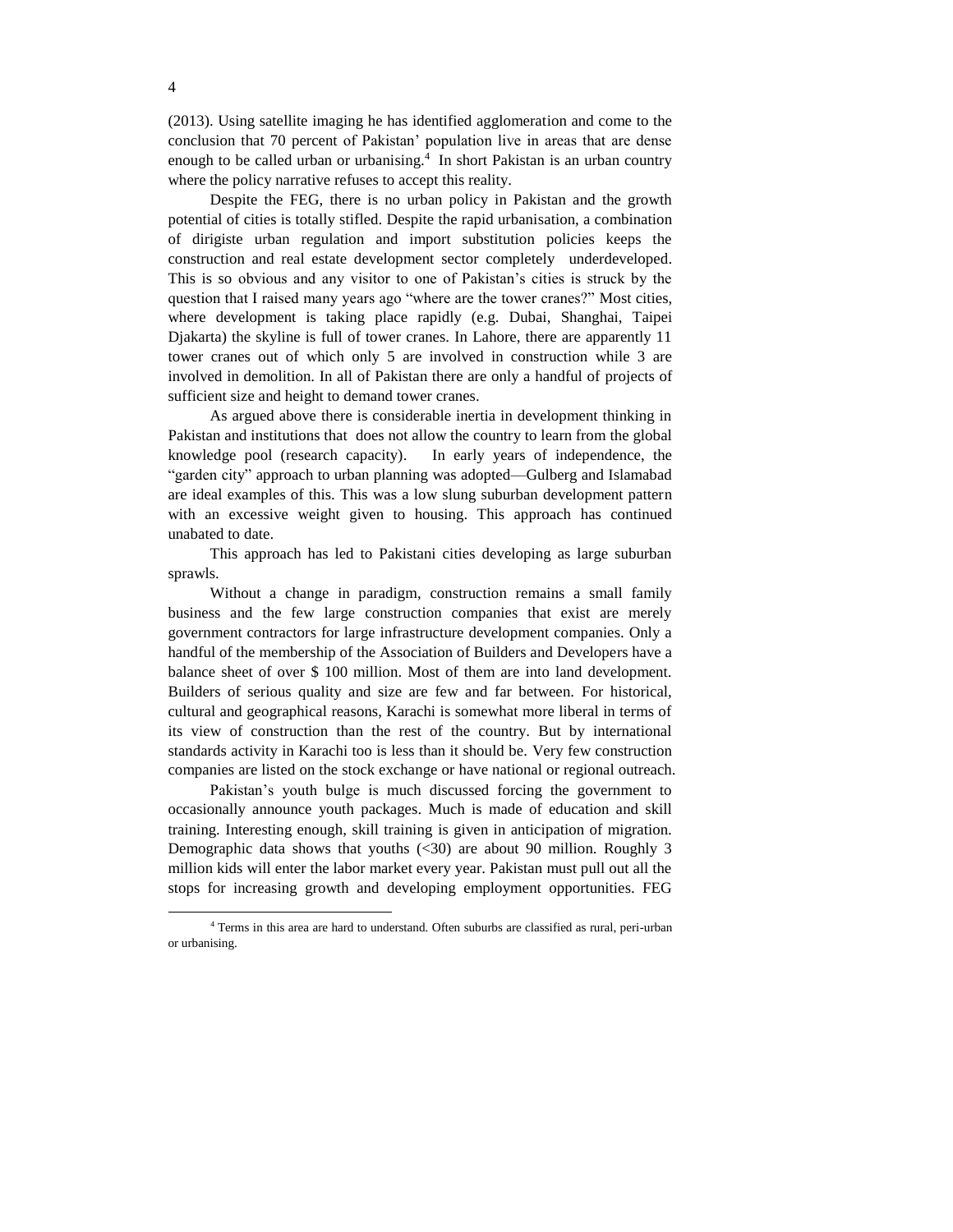(2013). Using satellite imaging he has identified agglomeration and come to the conclusion that 70 percent of Pakistan' population live in areas that are dense enough to be called urban or urbanising.[4] In short Pakistan is an urban country where the policy narrative refuses to accept this reality.

Despite the FEG, there is no urban policy in Pakistan and the growth potential of cities is totally stifled. Despite the rapid urbanisation, a combination of dirigiste urban regulation and import substitution policies keeps the construction and real estate development sector completely underdeveloped. This is so obvious and any visitor to one of Pakistan's cities is struck by the question that I raised many years ago "where are the tower cranes?" Most cities, where development is taking place rapidly (e.g. Dubai, Shanghai, Taipei Djakarta) the skyline is full of tower cranes. In Lahore, there are apparently 11 tower cranes out of which only 5 are involved in construction while 3 are involved in demolition. In all of Pakistan there are only a handful of projects of sufficient size and height to demand tower cranes.

As argued above there is considerable inertia in development thinking in Pakistan and institutions that does not allow the country to learn from the global knowledge pool (research capacity). In early years of independence, the "garden city" approach to urban planning was adopted—Gulberg and Islamabad are ideal examples of this. This was a low slung suburban development pattern with an excessive weight given to housing. This approach has continued unabated to date.

This approach has led to Pakistani cities developing as large suburban sprawls.

Without a change in paradigm, construction remains a small family business and the few large construction companies that exist are merely government contractors for large infrastructure development companies. Only a handful of the membership of the Association of Builders and Developers have a balance sheet of over $ 100 million. Most of them are into land development. Builders of serious quality and size are few and far between. For historical, cultural and geographical reasons, Karachi is somewhat more liberal in terms of its view of construction than the rest of the country. But by international standards activity in Karachi too is less than it should be. Very few construction companies are listed on the stock exchange or have national or regional outreach.

Pakistan's youth bulge is much discussed forcing the government to occasionally announce youth packages. Much is made of education and skill training. Interesting enough, skill training is given in anticipation of migration. Demographic data shows that youths (<30) are about 90 million. Roughly 3 million kids will enter the labor market every year. Pakistan must pull out all the stops for increasing growth and developing employment opportunities. FEG

[4] Terms in this area are hard to understand. Often suburbs are classified as rural, peri-urban or urbanising.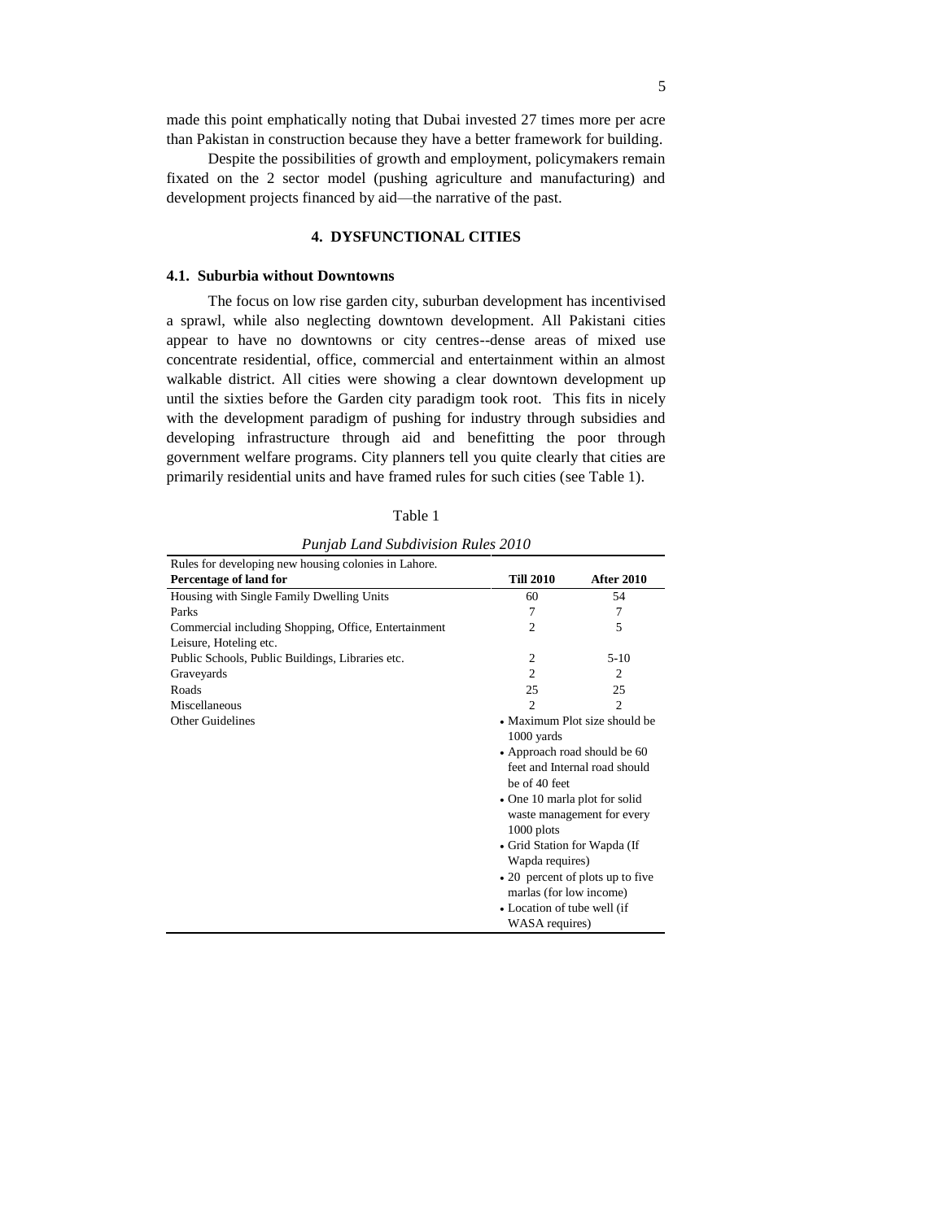made this point emphatically noting that Dubai invested 27 times more per acre than Pakistan in construction because they have a better framework for building.

Despite the possibilities of growth and employment, policymakers remain fixated on the 2 sector model (pushing agriculture and manufacturing) and development projects financed by aid—the narrative of the past.

## 4. DYSFUNCTIONAL CITIES

### 4.1. Suburbia without Downtowns

The focus on low rise garden city, suburban development has incentivised a sprawl, while also neglecting downtown development. All Pakistani cities appear to have no downtowns or city centres--dense areas of mixed use concentrate residential, office, commercial and entertainment within an almost walkable district. All cities were showing a clear downtown development up until the sixties before the Garden city paradigm took root. This fits in nicely with the development paradigm of pushing for industry through subsidies and developing infrastructure through aid and benefitting the poor through government welfare programs. City planners tell you quite clearly that cities are primarily residential units and have framed rules for such cities (see Table 1).

Table 1

*Punjab Land Subdivision Rules 2010*

| Rules for developing new housing colonies in Lahore. | | |
|---|---|---|
| **Percentage of land for** | **Till 2010** | **After 2010** |
| Housing with Single Family Dwelling Units | 60 | 54 |
| Parks | 7 | 7 |
| Commercial including Shopping, Office, Entertainment Leisure, Hoteling etc. | 2 | 5 |
| Public Schools, Public Buildings, Libraries etc. | 2 | 5-10 |
| Graveyards | 2 | 2 |
| Roads | 25 | 25 |
| Miscellaneous | 2 | 2 |
| Other Guidelines | • Maximum Plot size should be 1000 yards<br>• Approach road should be 60 feet and Internal road should be of 40 feet<br>• One 10 marla plot for solid waste management for every 1000 plots<br>• Grid Station for Wapda (If Wapda requires)<br>• 20 percent of plots up to five marlas (for low income)<br>• Location of tube well (if WASA requires) | |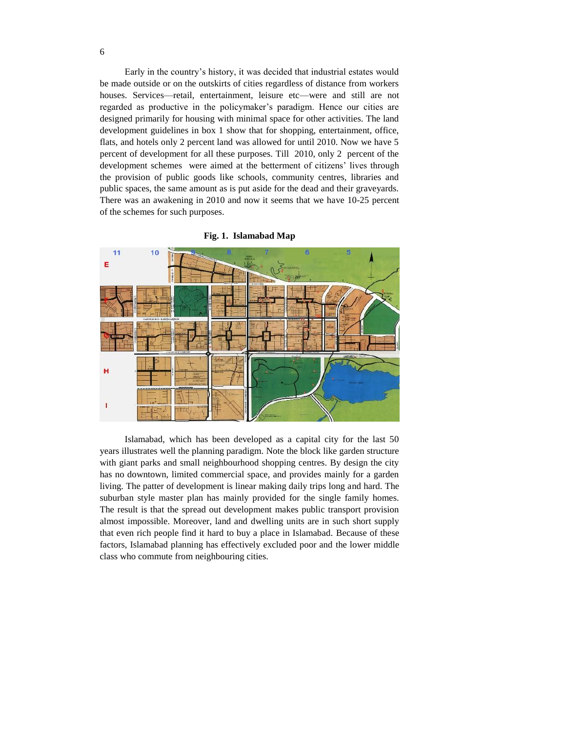Early in the country's history, it was decided that industrial estates would be made outside or on the outskirts of cities regardless of distance from workers houses. Services—retail, entertainment, leisure etc—were and still are not regarded as productive in the policymaker's paradigm. Hence our cities are designed primarily for housing with minimal space for other activities. The land development guidelines in box 1 show that for shopping, entertainment, office, flats, and hotels only 2 percent land was allowed for until 2010. Now we have 5 percent of development for all these purposes. Till 2010, only 2 percent of the development schemes were aimed at the betterment of citizens' lives through the provision of public goods like schools, community centres, libraries and public spaces, the same amount as is put aside for the dead and their graveyards. There was an awakening in 2010 and now it seems that we have 10-25 percent of the schemes for such purposes.

**Fig. 1. Islamabad Map**

Islamabad, which has been developed as a capital city for the last 50 years illustrates well the planning paradigm. Note the block like garden structure with giant parks and small neighbourhood shopping centres. By design the city has no downtown, limited commercial space, and provides mainly for a garden living. The patter of development is linear making daily trips long and hard. The suburban style master plan has mainly provided for the single family homes. The result is that the spread out development makes public transport provision almost impossible. Moreover, land and dwelling units are in such short supply that even rich people find it hard to buy a place in Islamabad. Because of these factors, Islamabad planning has effectively excluded poor and the lower middle class who commute from neighbouring cities.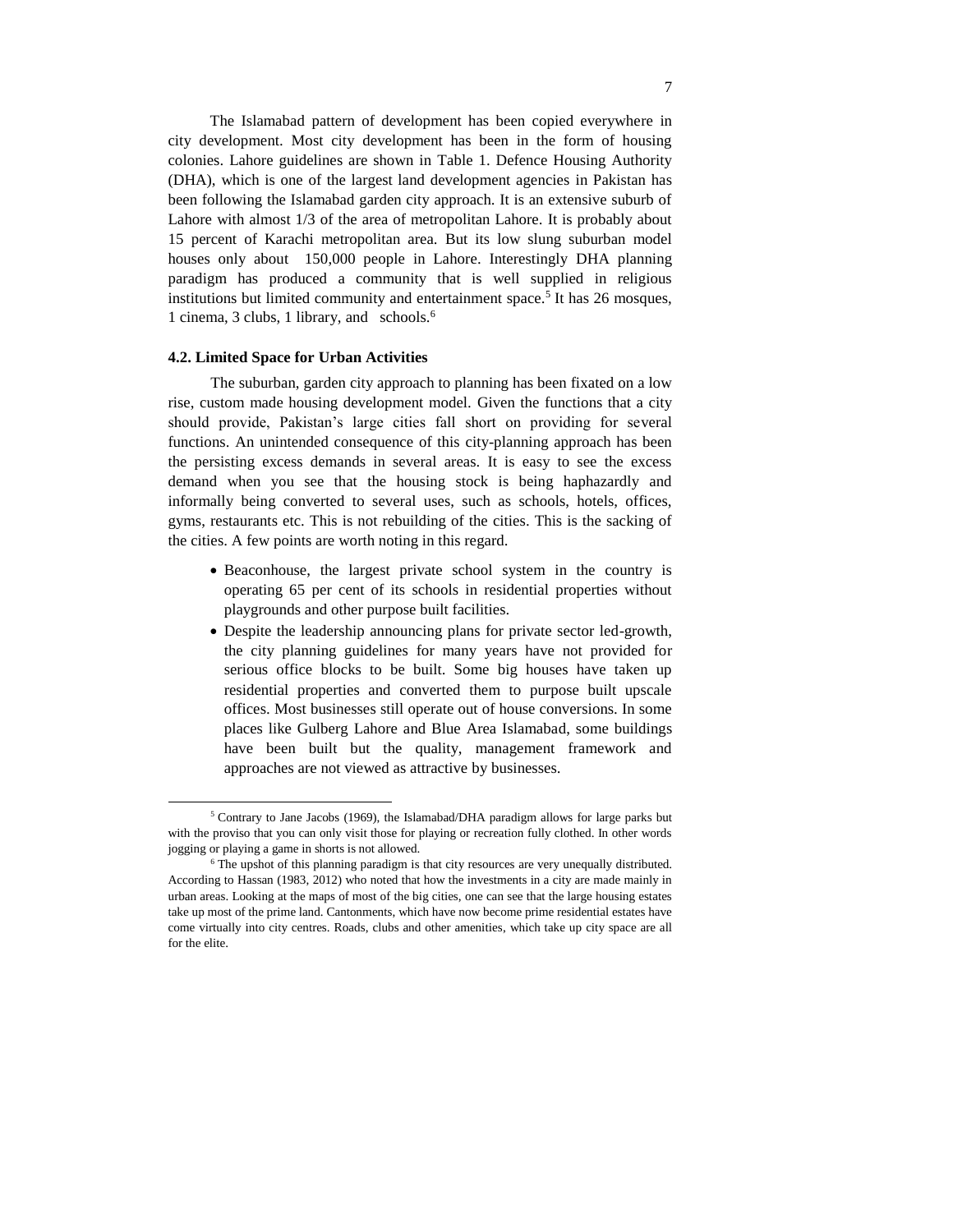The Islamabad pattern of development has been copied everywhere in city development. Most city development has been in the form of housing colonies. Lahore guidelines are shown in Table 1. Defence Housing Authority (DHA), which is one of the largest land development agencies in Pakistan has been following the Islamabad garden city approach. It is an extensive suburb of Lahore with almost 1/3 of the area of metropolitan Lahore. It is probably about 15 percent of Karachi metropolitan area. But its low slung suburban model houses only about 150,000 people in Lahore. Interestingly DHA planning paradigm has produced a community that is well supplied in religious institutions but limited community and entertainment space.[5] It has 26 mosques, 1 cinema, 3 clubs, 1 library, and schools.[6]

### 4.2. Limited Space for Urban Activities

The suburban, garden city approach to planning has been fixated on a low rise, custom made housing development model. Given the functions that a city should provide, Pakistan's large cities fall short on providing for several functions. An unintended consequence of this city-planning approach has been the persisting excess demands in several areas. It is easy to see the excess demand when you see that the housing stock is being haphazardly and informally being converted to several uses, such as schools, hotels, offices, gyms, restaurants etc. This is not rebuilding of the cities. This is the sacking of the cities. A few points are worth noting in this regard.

- Beaconhouse, the largest private school system in the country is operating 65 per cent of its schools in residential properties without playgrounds and other purpose built facilities.
- Despite the leadership announcing plans for private sector led-growth, the city planning guidelines for many years have not provided for serious office blocks to be built. Some big houses have taken up residential properties and converted them to purpose built upscale offices. Most businesses still operate out of house conversions. In some places like Gulberg Lahore and Blue Area Islamabad, some buildings have been built but the quality, management framework and approaches are not viewed as attractive by businesses.

---

[5] Contrary to Jane Jacobs (1969), the Islamabad/DHA paradigm allows for large parks but with the proviso that you can only visit those for playing or recreation fully clothed. In other words jogging or playing a game in shorts is not allowed.

[6] The upshot of this planning paradigm is that city resources are very unequally distributed. According to Hassan (1983, 2012) who noted that how the investments in a city are made mainly in urban areas. Looking at the maps of most of the big cities, one can see that the large housing estates take up most of the prime land. Cantonments, which have now become prime residential estates have come virtually into city centres. Roads, clubs and other amenities, which take up city space are all for the elite.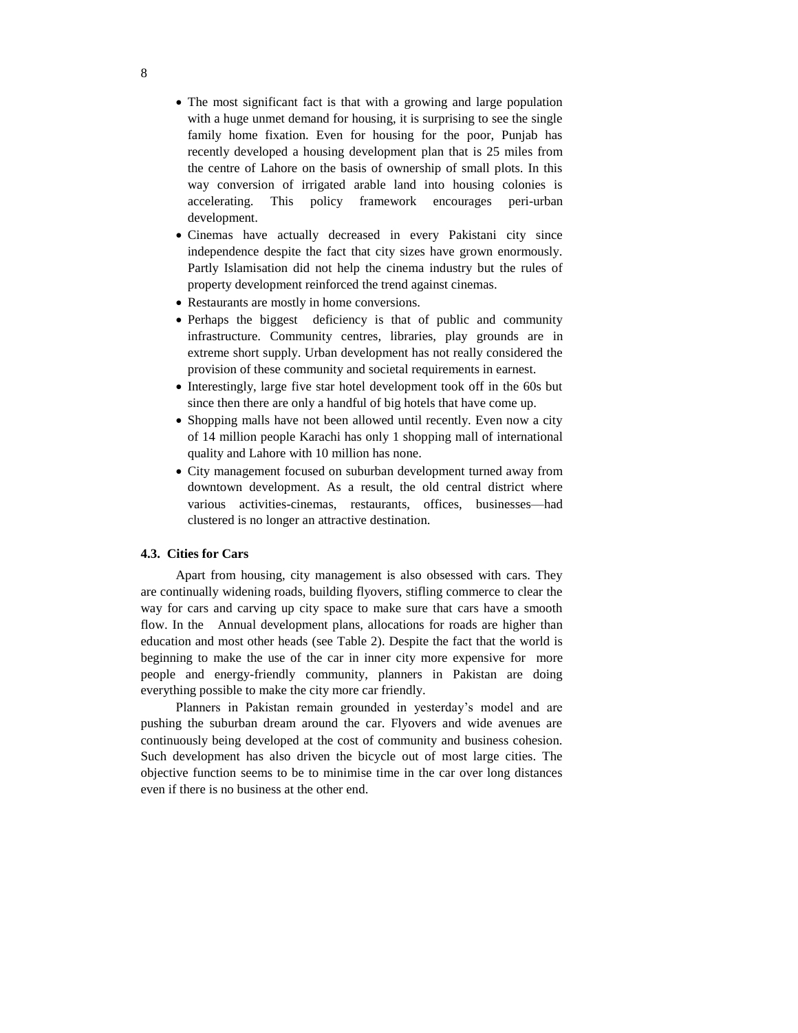- The most significant fact is that with a growing and large population with a huge unmet demand for housing, it is surprising to see the single family home fixation. Even for housing for the poor, Punjab has recently developed a housing development plan that is 25 miles from the centre of Lahore on the basis of ownership of small plots. In this way conversion of irrigated arable land into housing colonies is accelerating. This policy framework encourages peri-urban development.
- Cinemas have actually decreased in every Pakistani city since independence despite the fact that city sizes have grown enormously. Partly Islamisation did not help the cinema industry but the rules of property development reinforced the trend against cinemas.
- Restaurants are mostly in home conversions.
- Perhaps the biggest deficiency is that of public and community infrastructure. Community centres, libraries, play grounds are in extreme short supply. Urban development has not really considered the provision of these community and societal requirements in earnest.
- Interestingly, large five star hotel development took off in the 60s but since then there are only a handful of big hotels that have come up.
- Shopping malls have not been allowed until recently. Even now a city of 14 million people Karachi has only 1 shopping mall of international quality and Lahore with 10 million has none.
- City management focused on suburban development turned away from downtown development. As a result, the old central district where various activities-cinemas, restaurants, offices, businesses—had clustered is no longer an attractive destination.

### 4.3. Cities for Cars

Apart from housing, city management is also obsessed with cars. They are continually widening roads, building flyovers, stifling commerce to clear the way for cars and carving up city space to make sure that cars have a smooth flow. In the Annual development plans, allocations for roads are higher than education and most other heads (see Table 2). Despite the fact that the world is beginning to make the use of the car in inner city more expensive for more people and energy-friendly community, planners in Pakistan are doing everything possible to make the city more car friendly.

Planners in Pakistan remain grounded in yesterday's model and are pushing the suburban dream around the car. Flyovers and wide avenues are continuously being developed at the cost of community and business cohesion. Such development has also driven the bicycle out of most large cities. The objective function seems to be to minimise time in the car over long distances even if there is no business at the other end.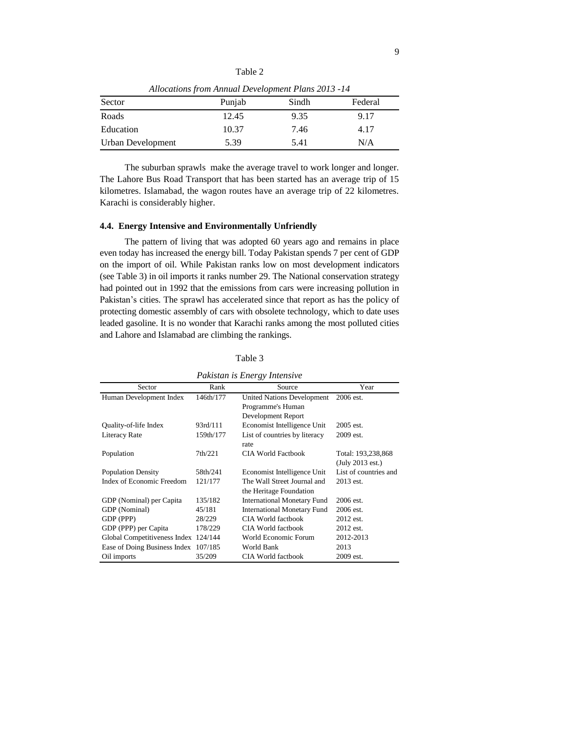Table 2

*Allocations from Annual Development Plans 2013 -14*

| Sector | Punjab | Sindh | Federal |
|---|---|---|---|
| Roads | 12.45 | 9.35 | 9.17 |
| Education | 10.37 | 7.46 | 4.17 |
| Urban Development | 5.39 | 5.41 | N/A |

The suburban sprawls make the average travel to work longer and longer. The Lahore Bus Road Transport that has been started has an average trip of 15 kilometres. Islamabad, the wagon routes have an average trip of 22 kilometres. Karachi is considerably higher.

### 4.4. Energy Intensive and Environmentally Unfriendly

The pattern of living that was adopted 60 years ago and remains in place even today has increased the energy bill. Today Pakistan spends 7 per cent of GDP on the import of oil. While Pakistan ranks low on most development indicators (see Table 3) in oil imports it ranks number 29. The National conservation strategy had pointed out in 1992 that the emissions from cars were increasing pollution in Pakistan's cities. The sprawl has accelerated since that report as has the policy of protecting domestic assembly of cars with obsolete technology, which to date uses leaded gasoline. It is no wonder that Karachi ranks among the most polluted cities and Lahore and Islamabad are climbing the rankings.

Table 3

*Pakistan is Energy Intensive*

| Sector | Rank | Source | Year |
|---|---|---|---|
| Human Development Index | 146th/177 | United Nations Development Programme's Human Development Report | 2006 est. |
| Quality-of-life Index | 93rd/111 | Economist Intelligence Unit | 2005 est. |
| Literacy Rate | 159th/177 | List of countries by literacy rate | 2009 est. |
| Population | 7th/221 | CIA World Factbook | Total: 193,238,868 (July 2013 est.) |
| Population Density | 58th/241 | Economist Intelligence Unit | List of countries and |
| Index of Economic Freedom | 121/177 | The Wall Street Journal and the Heritage Foundation | 2013 est. |
| GDP (Nominal) per Capita | 135/182 | International Monetary Fund | 2006 est. |
| GDP (Nominal) | 45/181 | International Monetary Fund | 2006 est. |
| GDP (PPP) | 28/229 | CIA World factbook | 2012 est. |
| GDP (PPP) per Capita | 178/229 | CIA World factbook | 2012 est. |
| Global Competitiveness Index | 124/144 | World Economic Forum | 2012-2013 |
| Ease of Doing Business Index | 107/185 | World Bank | 2013 |
| Oil imports | 35/209 | CIA World factbook | 2009 est. |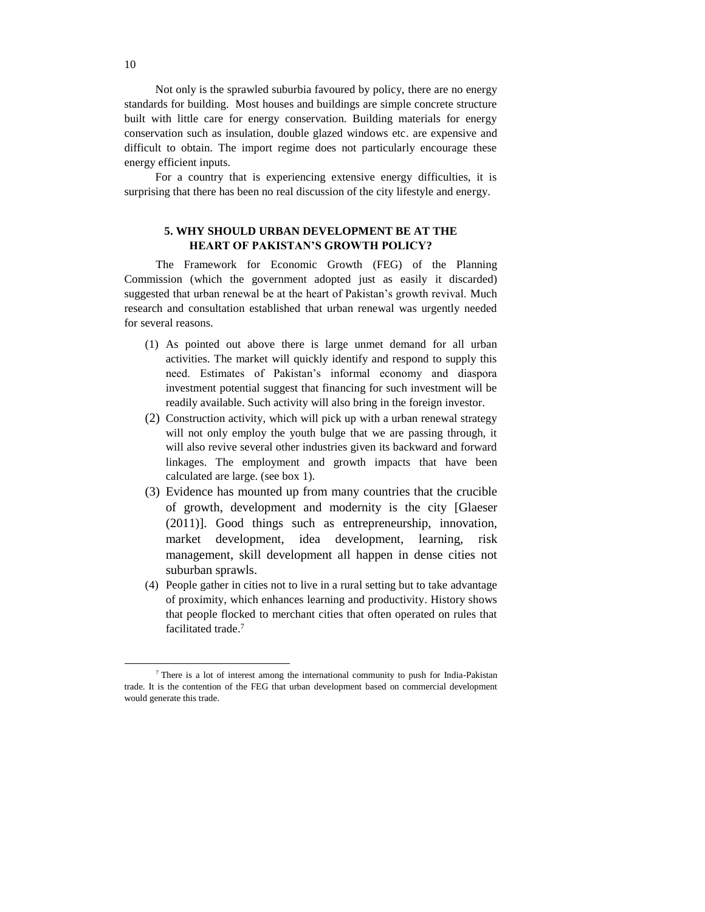Not only is the sprawled suburbia favoured by policy, there are no energy standards for building. Most houses and buildings are simple concrete structure built with little care for energy conservation. Building materials for energy conservation such as insulation, double glazed windows etc. are expensive and difficult to obtain. The import regime does not particularly encourage these energy efficient inputs.

For a country that is experiencing extensive energy difficulties, it is surprising that there has been no real discussion of the city lifestyle and energy.

## 5. WHY SHOULD URBAN DEVELOPMENT BE AT THE HEART OF PAKISTAN'S GROWTH POLICY?

The Framework for Economic Growth (FEG) of the Planning Commission (which the government adopted just as easily it discarded) suggested that urban renewal be at the heart of Pakistan's growth revival. Much research and consultation established that urban renewal was urgently needed for several reasons.

(1) As pointed out above there is large unmet demand for all urban activities. The market will quickly identify and respond to supply this need. Estimates of Pakistan's informal economy and diaspora investment potential suggest that financing for such investment will be readily available. Such activity will also bring in the foreign investor.

(2) Construction activity, which will pick up with a urban renewal strategy will not only employ the youth bulge that we are passing through, it will also revive several other industries given its backward and forward linkages. The employment and growth impacts that have been calculated are large. (see box 1).

(3) Evidence has mounted up from many countries that the crucible of growth, development and modernity is the city [Glaeser (2011)]. Good things such as entrepreneurship, innovation, market development, idea development, learning, risk management, skill development all happen in dense cities not suburban sprawls.

(4) People gather in cities not to live in a rural setting but to take advantage of proximity, which enhances learning and productivity. History shows that people flocked to merchant cities that often operated on rules that facilitated trade.[7]

[7] There is a lot of interest among the international community to push for India-Pakistan trade. It is the contention of the FEG that urban development based on commercial development would generate this trade.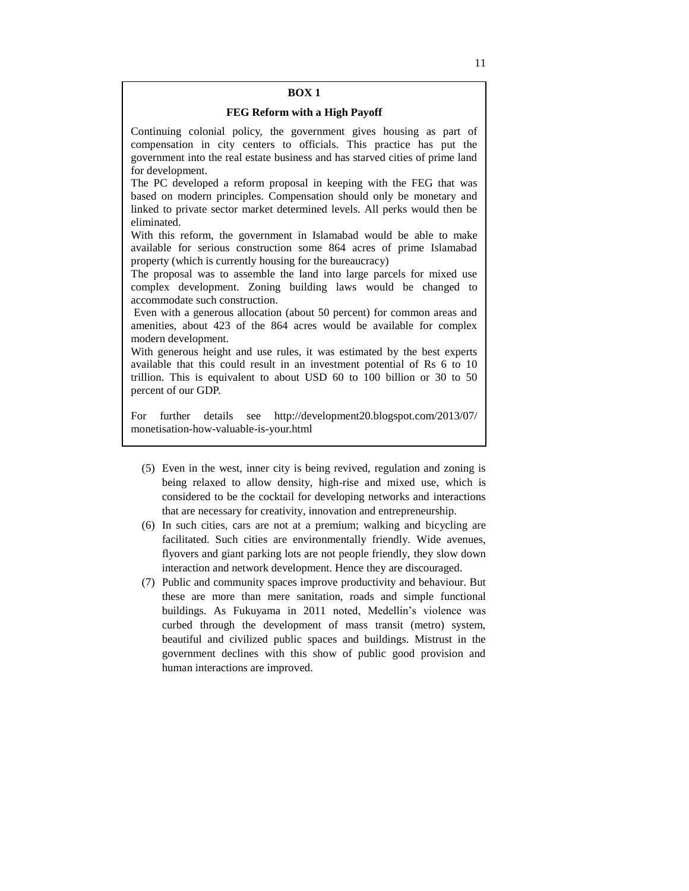**BOX 1**

**FEG Reform with a High Payoff**

Continuing colonial policy, the government gives housing as part of compensation in city centers to officials. This practice has put the government into the real estate business and has starved cities of prime land for development.

The PC developed a reform proposal in keeping with the FEG that was based on modern principles. Compensation should only be monetary and linked to private sector market determined levels. All perks would then be eliminated.

With this reform, the government in Islamabad would be able to make available for serious construction some 864 acres of prime Islamabad property (which is currently housing for the bureaucracy)

The proposal was to assemble the land into large parcels for mixed use complex development. Zoning building laws would be changed to accommodate such construction.

Even with a generous allocation (about 50 percent) for common areas and amenities, about 423 of the 864 acres would be available for complex modern development.

With generous height and use rules, it was estimated by the best experts available that this could result in an investment potential of Rs 6 to 10 trillion. This is equivalent to about USD 60 to 100 billion or 30 to 50 percent of our GDP.

For further details see http://development20.blogspot.com/2013/07/monetisation-how-valuable-is-your.html

(5) Even in the west, inner city is being revived, regulation and zoning is being relaxed to allow density, high-rise and mixed use, which is considered to be the cocktail for developing networks and interactions that are necessary for creativity, innovation and entrepreneurship.

(6) In such cities, cars are not at a premium; walking and bicycling are facilitated. Such cities are environmentally friendly. Wide avenues, flyovers and giant parking lots are not people friendly, they slow down interaction and network development. Hence they are discouraged.

(7) Public and community spaces improve productivity and behaviour. But these are more than mere sanitation, roads and simple functional buildings. As Fukuyama in 2011 noted, Medellin's violence was curbed through the development of mass transit (metro) system, beautiful and civilized public spaces and buildings. Mistrust in the government declines with this show of public good provision and human interactions are improved.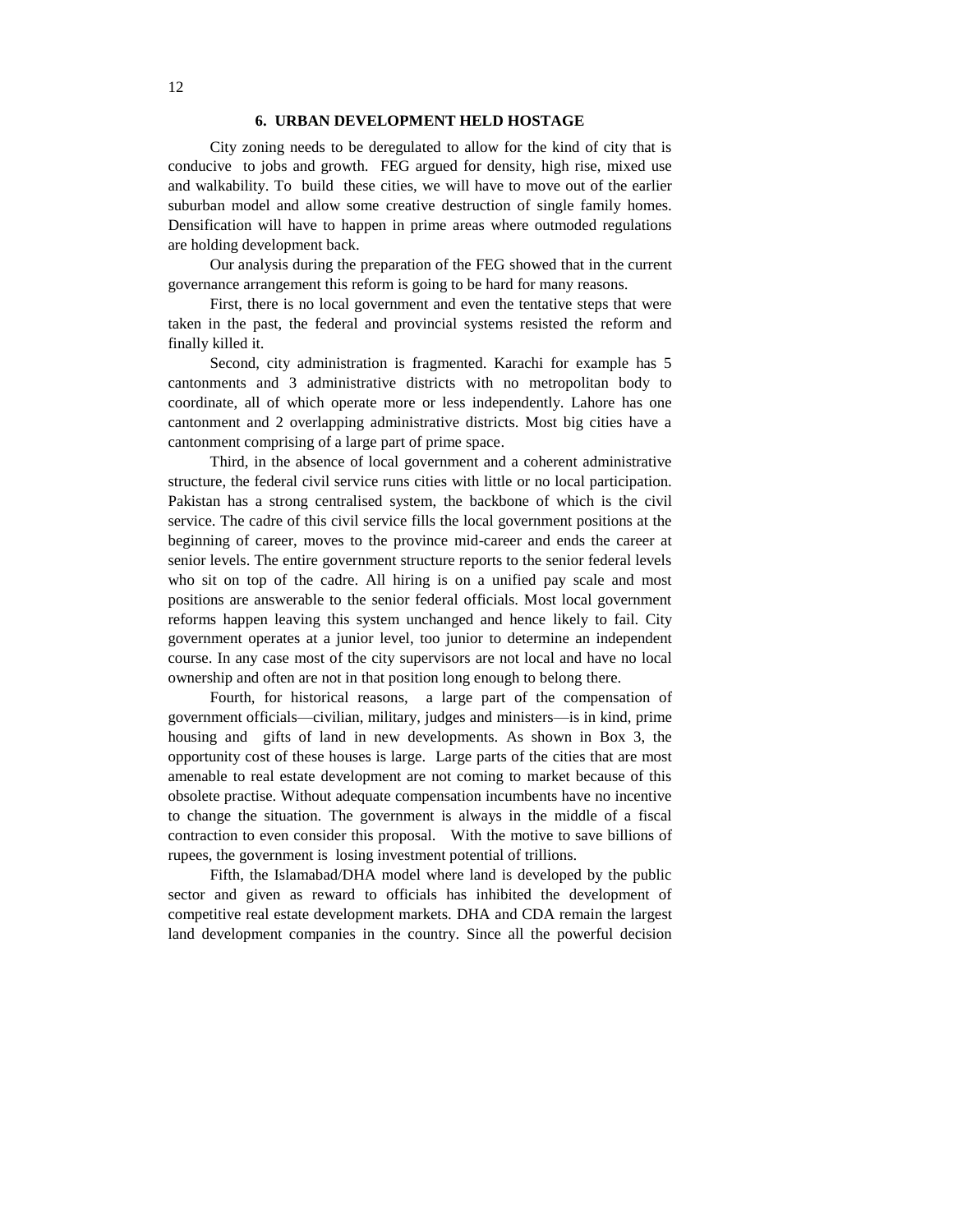## 6. URBAN DEVELOPMENT HELD HOSTAGE

City zoning needs to be deregulated to allow for the kind of city that is conducive to jobs and growth. FEG argued for density, high rise, mixed use and walkability. To build these cities, we will have to move out of the earlier suburban model and allow some creative destruction of single family homes. Densification will have to happen in prime areas where outmoded regulations are holding development back.

Our analysis during the preparation of the FEG showed that in the current governance arrangement this reform is going to be hard for many reasons.

First, there is no local government and even the tentative steps that were taken in the past, the federal and provincial systems resisted the reform and finally killed it.

Second, city administration is fragmented. Karachi for example has 5 cantonments and 3 administrative districts with no metropolitan body to coordinate, all of which operate more or less independently. Lahore has one cantonment and 2 overlapping administrative districts. Most big cities have a cantonment comprising of a large part of prime space.

Third, in the absence of local government and a coherent administrative structure, the federal civil service runs cities with little or no local participation. Pakistan has a strong centralised system, the backbone of which is the civil service. The cadre of this civil service fills the local government positions at the beginning of career, moves to the province mid-career and ends the career at senior levels. The entire government structure reports to the senior federal levels who sit on top of the cadre. All hiring is on a unified pay scale and most positions are answerable to the senior federal officials. Most local government reforms happen leaving this system unchanged and hence likely to fail. City government operates at a junior level, too junior to determine an independent course. In any case most of the city supervisors are not local and have no local ownership and often are not in that position long enough to belong there.

Fourth, for historical reasons, a large part of the compensation of government officials—civilian, military, judges and ministers—is in kind, prime housing and gifts of land in new developments. As shown in Box 3, the opportunity cost of these houses is large. Large parts of the cities that are most amenable to real estate development are not coming to market because of this obsolete practise. Without adequate compensation incumbents have no incentive to change the situation. The government is always in the middle of a fiscal contraction to even consider this proposal. With the motive to save billions of rupees, the government is losing investment potential of trillions.

Fifth, the Islamabad/DHA model where land is developed by the public sector and given as reward to officials has inhibited the development of competitive real estate development markets. DHA and CDA remain the largest land development companies in the country. Since all the powerful decision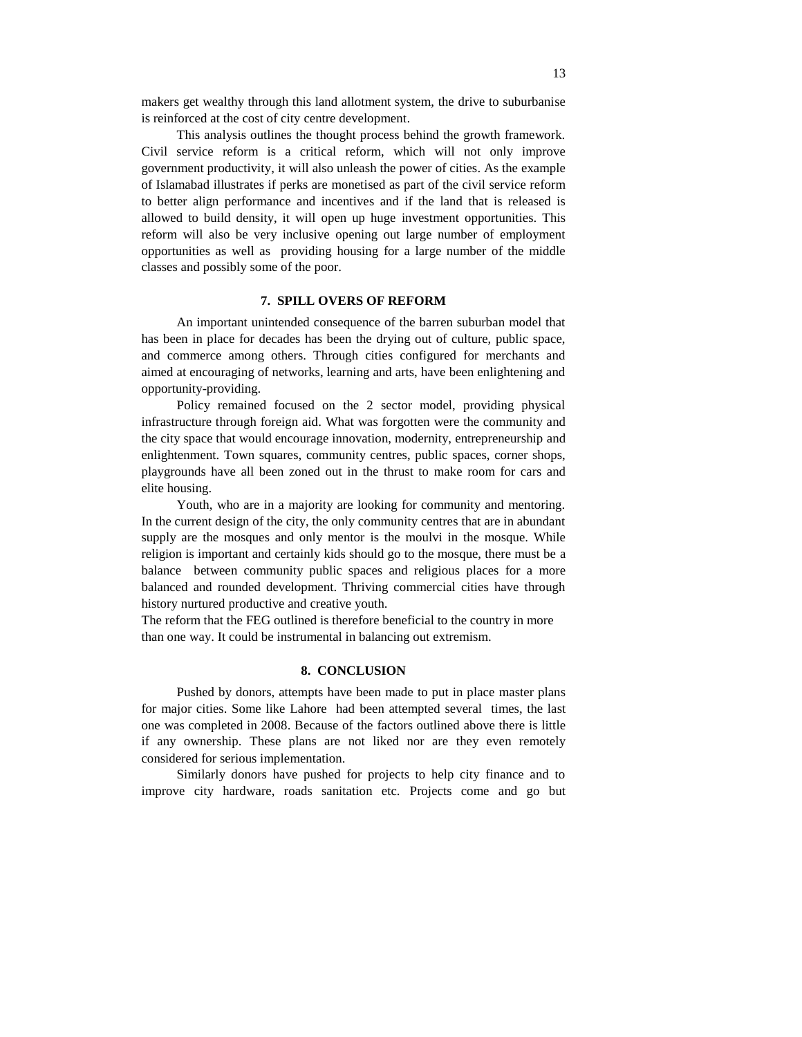makers get wealthy through this land allotment system, the drive to suburbanise is reinforced at the cost of city centre development.

This analysis outlines the thought process behind the growth framework. Civil service reform is a critical reform, which will not only improve government productivity, it will also unleash the power of cities. As the example of Islamabad illustrates if perks are monetised as part of the civil service reform to better align performance and incentives and if the land that is released is allowed to build density, it will open up huge investment opportunities. This reform will also be very inclusive opening out large number of employment opportunities as well as providing housing for a large number of the middle classes and possibly some of the poor.

## 7. SPILL OVERS OF REFORM

An important unintended consequence of the barren suburban model that has been in place for decades has been the drying out of culture, public space, and commerce among others. Through cities configured for merchants and aimed at encouraging of networks, learning and arts, have been enlightening and opportunity-providing.

Policy remained focused on the 2 sector model, providing physical infrastructure through foreign aid. What was forgotten were the community and the city space that would encourage innovation, modernity, entrepreneurship and enlightenment. Town squares, community centres, public spaces, corner shops, playgrounds have all been zoned out in the thrust to make room for cars and elite housing.

Youth, who are in a majority are looking for community and mentoring. In the current design of the city, the only community centres that are in abundant supply are the mosques and only mentor is the moulvi in the mosque. While religion is important and certainly kids should go to the mosque, there must be a balance between community public spaces and religious places for a more balanced and rounded development. Thriving commercial cities have through history nurtured productive and creative youth.

The reform that the FEG outlined is therefore beneficial to the country in more than one way. It could be instrumental in balancing out extremism.

## 8. CONCLUSION

Pushed by donors, attempts have been made to put in place master plans for major cities. Some like Lahore had been attempted several times, the last one was completed in 2008. Because of the factors outlined above there is little if any ownership. These plans are not liked nor are they even remotely considered for serious implementation.

Similarly donors have pushed for projects to help city finance and to improve city hardware, roads sanitation etc. Projects come and go but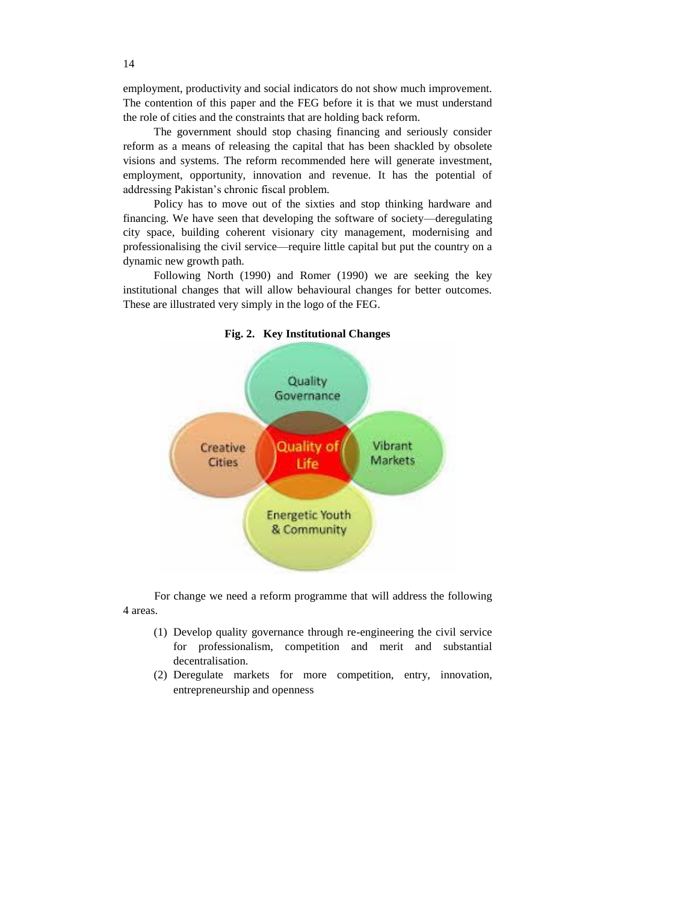employment, productivity and social indicators do not show much improvement. The contention of this paper and the FEG before it is that we must understand the role of cities and the constraints that are holding back reform.

The government should stop chasing financing and seriously consider reform as a means of releasing the capital that has been shackled by obsolete visions and systems. The reform recommended here will generate investment, employment, opportunity, innovation and revenue. It has the potential of addressing Pakistan's chronic fiscal problem.

Policy has to move out of the sixties and stop thinking hardware and financing. We have seen that developing the software of society—deregulating city space, building coherent visionary city management, modernising and professionalising the civil service—require little capital but put the country on a dynamic new growth path.

Following North (1990) and Romer (1990) we are seeking the key institutional changes that will allow behavioural changes for better outcomes. These are illustrated very simply in the logo of the FEG.

**Fig. 2. Key Institutional Changes**

For change we need a reform programme that will address the following 4 areas.

(1) Develop quality governance through re-engineering the civil service for professionalism, competition and merit and substantial decentralisation.

(2) Deregulate markets for more competition, entry, innovation, entrepreneurship and openness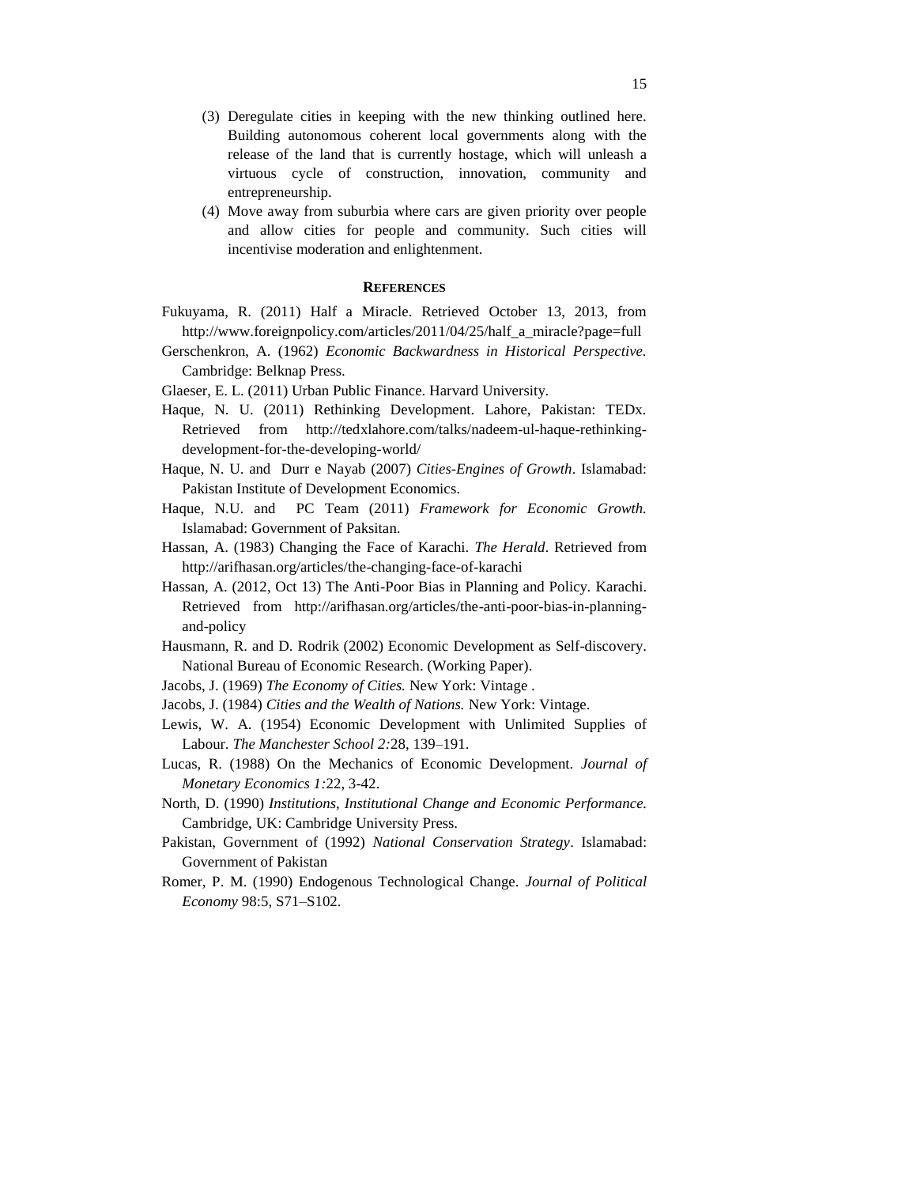(3) Deregulate cities in keeping with the new thinking outlined here. Building autonomous coherent local governments along with the release of the land that is currently hostage, which will unleash a virtuous cycle of construction, innovation, community and entrepreneurship.

(4) Move away from suburbia where cars are given priority over people and allow cities for people and community. Such cities will incentivise moderation and enlightenment.

## REFERENCES

Fukuyama, R. (2011) Half a Miracle. Retrieved October 13, 2013, from http://www.foreignpolicy.com/articles/2011/04/25/half_a_miracle?page=full

Gerschenkron, A. (1962) *Economic Backwardness in Historical Perspective.* Cambridge: Belknap Press.

Glaeser, E. L. (2011) Urban Public Finance. Harvard University.

Haque, N. U. (2011) Rethinking Development. Lahore, Pakistan: TEDx. Retrieved from http://tedxlahore.com/talks/nadeem-ul-haque-rethinking-development-for-the-developing-world/

Haque, N. U. and Durr e Nayab (2007) *Cities-Engines of Growth*. Islamabad: Pakistan Institute of Development Economics.

Haque, N.U. and PC Team (2011) *Framework for Economic Growth.* Islamabad: Government of Paksitan.

Hassan, A. (1983) Changing the Face of Karachi. *The Herald*. Retrieved from http://arifhasan.org/articles/the-changing-face-of-karachi

Hassan, A. (2012, Oct 13) The Anti-Poor Bias in Planning and Policy. Karachi. Retrieved from http://arifhasan.org/articles/the-anti-poor-bias-in-planning-and-policy

Hausmann, R. and D. Rodrik (2002) Economic Development as Self-discovery. National Bureau of Economic Research. (Working Paper).

Jacobs, J. (1969) *The Economy of Cities.* New York: Vintage .

Jacobs, J. (1984) *Cities and the Wealth of Nations.* New York: Vintage.

Lewis, W. A. (1954) Economic Development with Unlimited Supplies of Labour. *The Manchester School 2:*28, 139–191.

Lucas, R. (1988) On the Mechanics of Economic Development. *Journal of Monetary Economics 1:*22, 3-42.

North, D. (1990) *Institutions, Institutional Change and Economic Performance.* Cambridge, UK: Cambridge University Press.

Pakistan, Government of (1992) *National Conservation Strategy*. Islamabad: Government of Pakistan

Romer, P. M. (1990) Endogenous Technological Change. *Journal of Political Economy* 98:5, S71–S102.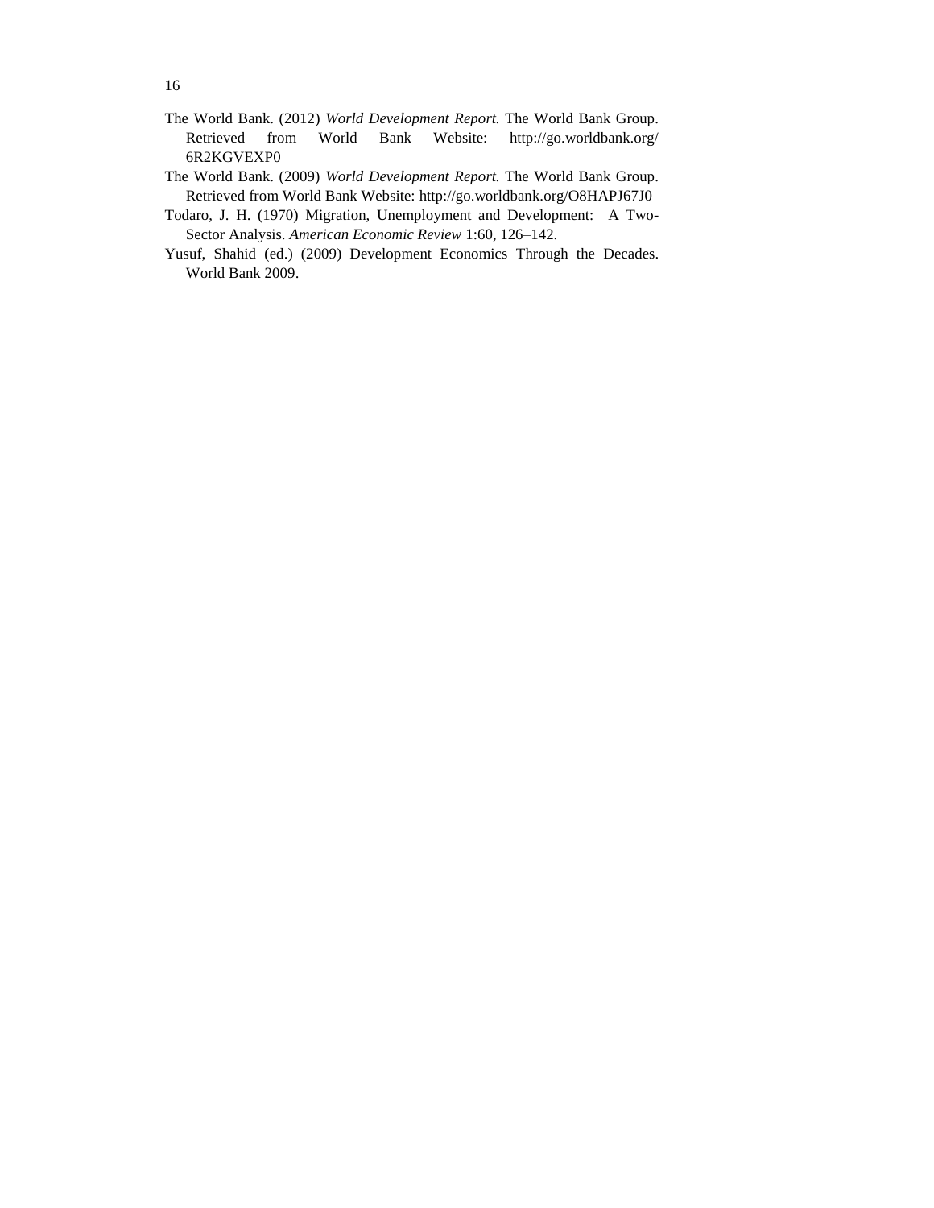The World Bank. (2012) *World Development Report.* The World Bank Group. Retrieved from World Bank Website: http://go.worldbank.org/6R2KGVEXP0

The World Bank. (2009) *World Development Report.* The World Bank Group. Retrieved from World Bank Website: http://go.worldbank.org/O8HAPJ67J0

Todaro, J. H. (1970) Migration, Unemployment and Development: A Two-Sector Analysis. *American Economic Review* 1:60, 126–142.

Yusuf, Shahid (ed.) (2009) Development Economics Through the Decades. World Bank 2009.